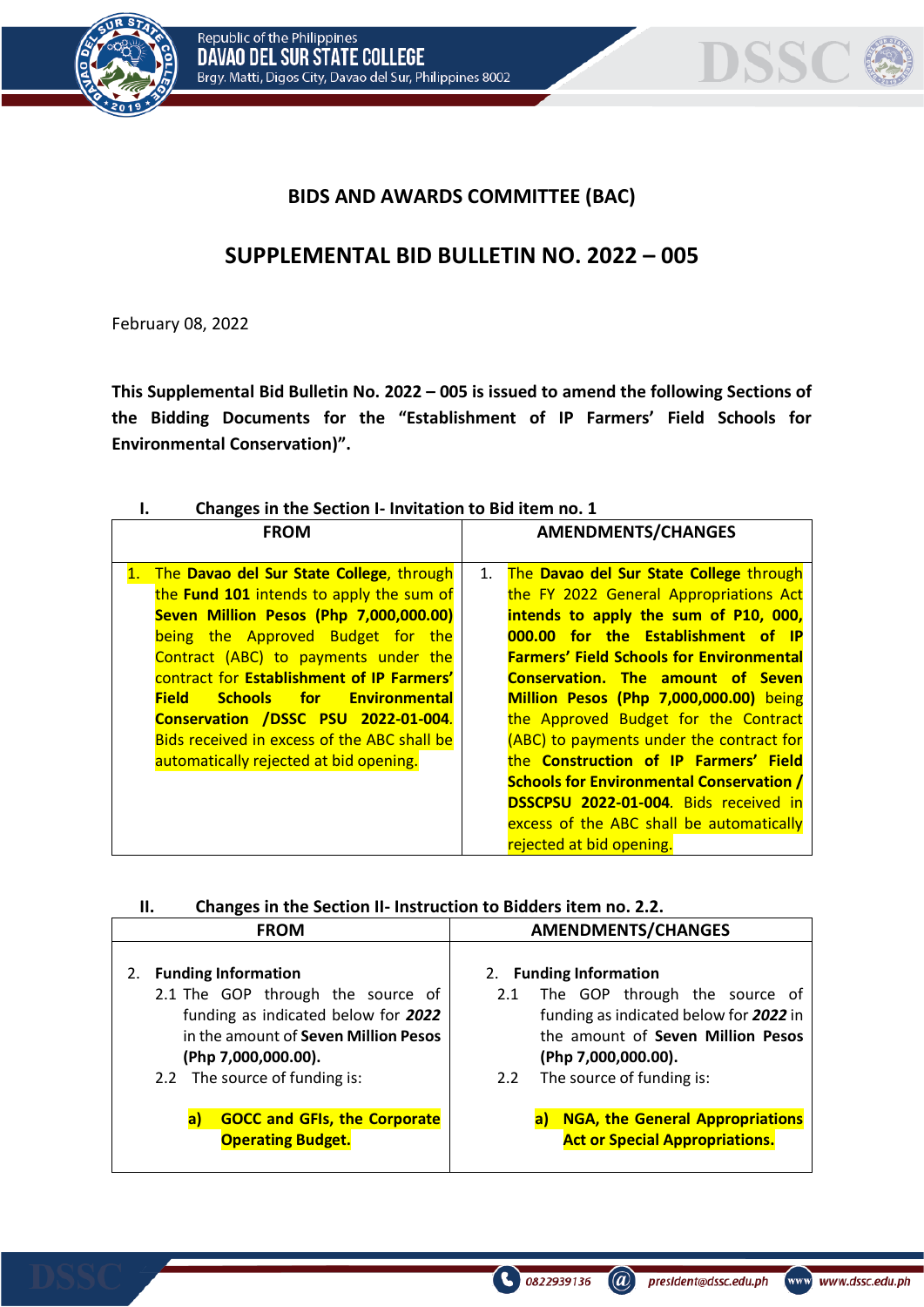# BIDS AND AWARDS COMMITTEE (BAC)

## SUPPLEMENTAL BID BULLETIN NO. 2022 – 005

February 08, 2022

**This Supplemental Bid Bulletin No. 2022 – 005 is issued to amend the following Sections of the Bidding Documents for the "Establishment of IP Farmers' Field Schools for Environmental Conservation)".**

### I. Changes in the Section I- Invitation to Bid item no. 1

| FROM | AMENDMENTS/CHANGES |
|---|---|
| 1. The **Davao del Sur State College**, through the **Fund 101** intends to apply the sum of **Seven Million Pesos (Php 7,000,000.00)** being the Approved Budget for the Contract (ABC) to payments under the contract for **Establishment of IP Farmers' Field Schools for Environmental Conservation /DSSC PSU 2022-01-004**. Bids received in excess of the ABC shall be automatically rejected at bid opening. | 1. The **Davao del Sur State College** through the FY 2022 General Appropriations Act **intends to apply the sum of P10, 000, 000.00 for the Establishment of IP Farmers' Field Schools for Environmental Conservation. The amount of Seven Million Pesos (Php 7,000,000.00)** being the Approved Budget for the Contract (ABC) to payments under the contract for the **Construction of IP Farmers' Field Schools for Environmental Conservation / DSSCPSU 2022-01-004**. Bids received in excess of the ABC shall be automatically rejected at bid opening. |

### II. Changes in the Section II- Instruction to Bidders item no. 2.2.

| FROM | AMENDMENTS/CHANGES |
|---|---|
| 2. **Funding Information**<br>2.1 The GOP through the source of funding as indicated below for ***2022*** in the amount of **Seven Million Pesos (Php 7,000,000.00).**<br>2.2 The source of funding is:<br>**a) GOCC and GFIs, the Corporate Operating Budget.** | 2. **Funding Information**<br>2.1 The GOP through the source of funding as indicated below for ***2022*** in the amount of **Seven Million Pesos (Php 7,000,000.00).**<br>2.2 The source of funding is:<br>**a) NGA, the General Appropriations Act or Special Appropriations.** |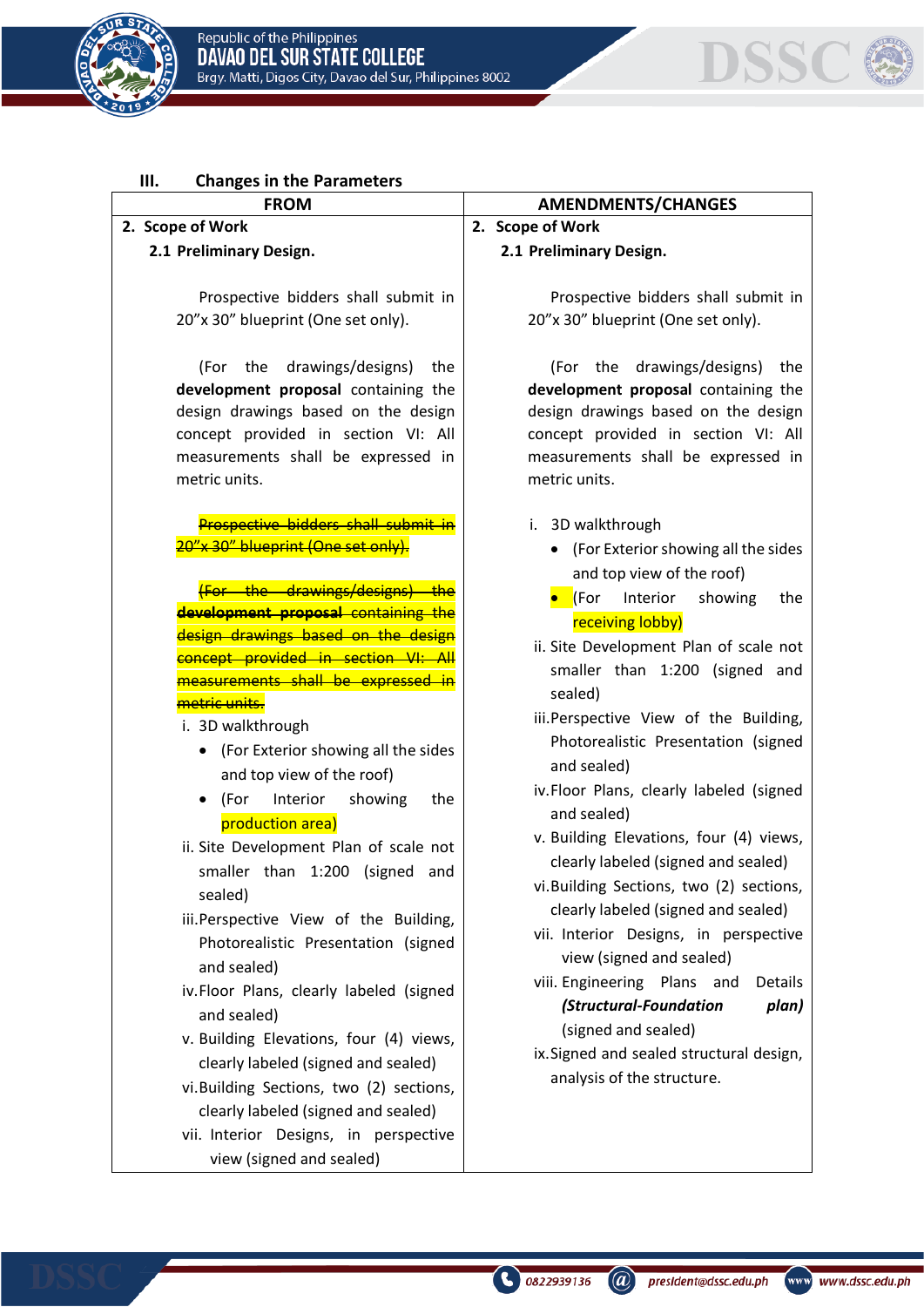### III. Changes in the Parameters

| FROM | AMENDMENTS/CHANGES |
|---|---|
| **2. Scope of Work**<br>**2.1 Preliminary Design.**<br><br>Prospective bidders shall submit in 20"x 30" blueprint (One set only).<br><br>(For the drawings/designs) the **development proposal** containing the design drawings based on the design concept provided in section VI: All measurements shall be expressed in metric units.<br><br>~~Prospective bidders shall submit in 20"x 30" blueprint (One set only).~~<br><br>~~(For the drawings/designs) the **development proposal** containing the design drawings based on the design concept provided in section VI: All measurements shall be expressed in metric units.~~<br><br>i. 3D walkthrough<br>• (For Exterior showing all the sides and top view of the roof)<br>• (For Interior showing the production area)<br>ii. Site Development Plan of scale not smaller than 1:200 (signed and sealed)<br>iii. Perspective View of the Building, Photorealistic Presentation (signed and sealed)<br>iv. Floor Plans, clearly labeled (signed and sealed)<br>v. Building Elevations, four (4) views, clearly labeled (signed and sealed)<br>vi. Building Sections, two (2) sections, clearly labeled (signed and sealed)<br>vii. Interior Designs, in perspective view (signed and sealed) | **2. Scope of Work**<br>**2.1 Preliminary Design.**<br><br>Prospective bidders shall submit in 20"x 30" blueprint (One set only).<br><br>(For the drawings/designs) the **development proposal** containing the design drawings based on the design concept provided in section VI: All measurements shall be expressed in metric units.<br><br>i. 3D walkthrough<br>• (For Exterior showing all the sides and top view of the roof)<br>• (For Interior showing the receiving lobby)<br>ii. Site Development Plan of scale not smaller than 1:200 (signed and sealed)<br>iii. Perspective View of the Building, Photorealistic Presentation (signed and sealed)<br>iv. Floor Plans, clearly labeled (signed and sealed)<br>v. Building Elevations, four (4) views, clearly labeled (signed and sealed)<br>vi. Building Sections, two (2) sections, clearly labeled (signed and sealed)<br>vii. Interior Designs, in perspective view (signed and sealed)<br>viii. Engineering Plans and Details ***(Structural-Foundation plan)*** (signed and sealed)<br>ix. Signed and sealed structural design, analysis of the structure. |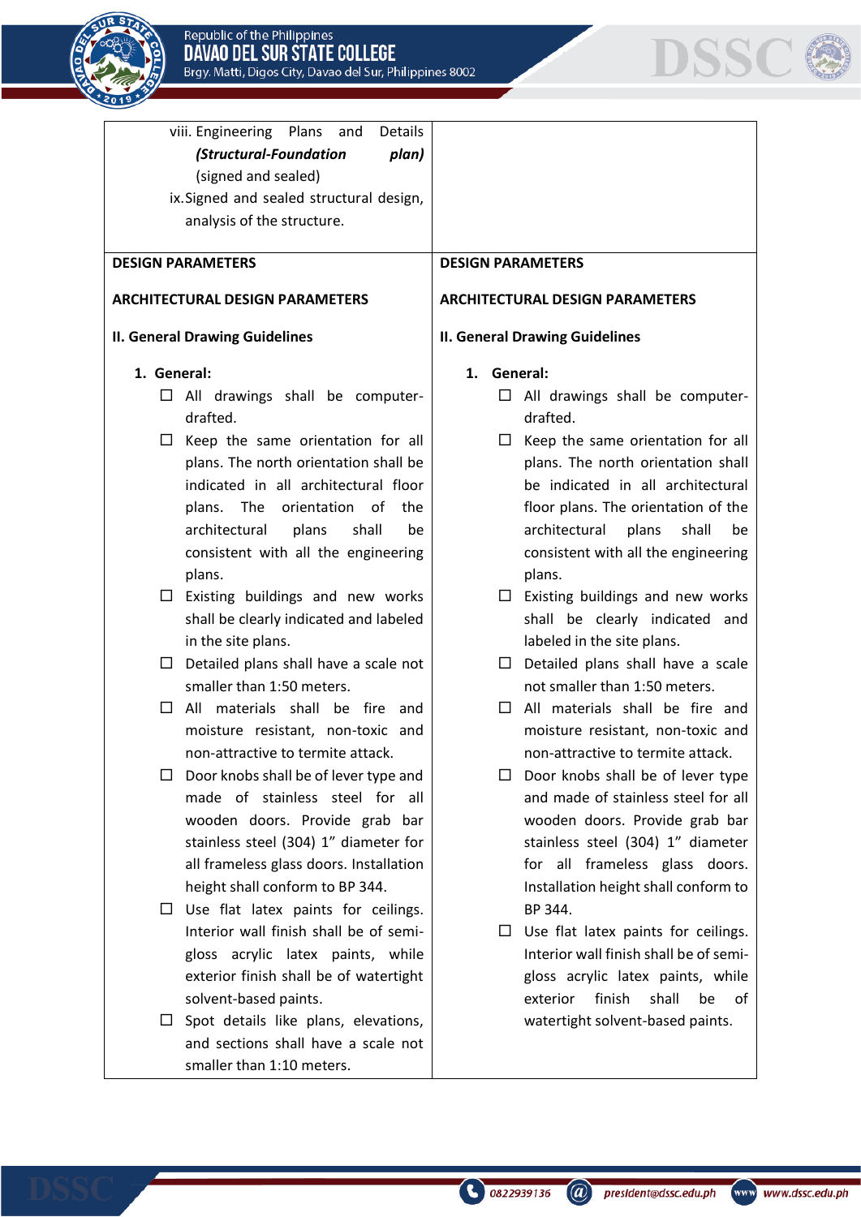| | |
|---|---|
| viii. Engineering Plans and Details ***(Structural-Foundation plan)*** (signed and sealed)<br>ix. Signed and sealed structural design, analysis of the structure. | |
| **DESIGN PARAMETERS**<br><br>**ARCHITECTURAL DESIGN PARAMETERS**<br><br>**II. General Drawing Guidelines**<br><br>**1. General:**<br>☐ All drawings shall be computer-drafted.<br>☐ Keep the same orientation for all plans. The north orientation shall be indicated in all architectural floor plans. The orientation of the architectural plans shall be consistent with all the engineering plans.<br>☐ Existing buildings and new works shall be clearly indicated and labeled in the site plans.<br>☐ Detailed plans shall have a scale not smaller than 1:50 meters.<br>☐ All materials shall be fire and moisture resistant, non-toxic and non-attractive to termite attack.<br>☐ Door knobs shall be of lever type and made of stainless steel for all wooden doors. Provide grab bar stainless steel (304) 1" diameter for all frameless glass doors. Installation height shall conform to BP 344.<br>☐ Use flat latex paints for ceilings. Interior wall finish shall be of semi-gloss acrylic latex paints, while exterior finish shall be of watertight solvent-based paints.<br>☐ Spot details like plans, elevations, and sections shall have a scale not smaller than 1:10 meters. | **DESIGN PARAMETERS**<br><br>**ARCHITECTURAL DESIGN PARAMETERS**<br><br>**II. General Drawing Guidelines**<br><br>**1. General:**<br>☐ All drawings shall be computer-drafted.<br>☐ Keep the same orientation for all plans. The north orientation shall be indicated in all architectural floor plans. The orientation of the architectural plans shall be consistent with all the engineering plans.<br>☐ Existing buildings and new works shall be clearly indicated and labeled in the site plans.<br>☐ Detailed plans shall have a scale not smaller than 1:50 meters.<br>☐ All materials shall be fire and moisture resistant, non-toxic and non-attractive to termite attack.<br>☐ Door knobs shall be of lever type and made of stainless steel for all wooden doors. Provide grab bar stainless steel (304) 1" diameter for all frameless glass doors. Installation height shall conform to BP 344.<br>☐ Use flat latex paints for ceilings. Interior wall finish shall be of semi-gloss acrylic latex paints, while exterior finish shall be of watertight solvent-based paints. |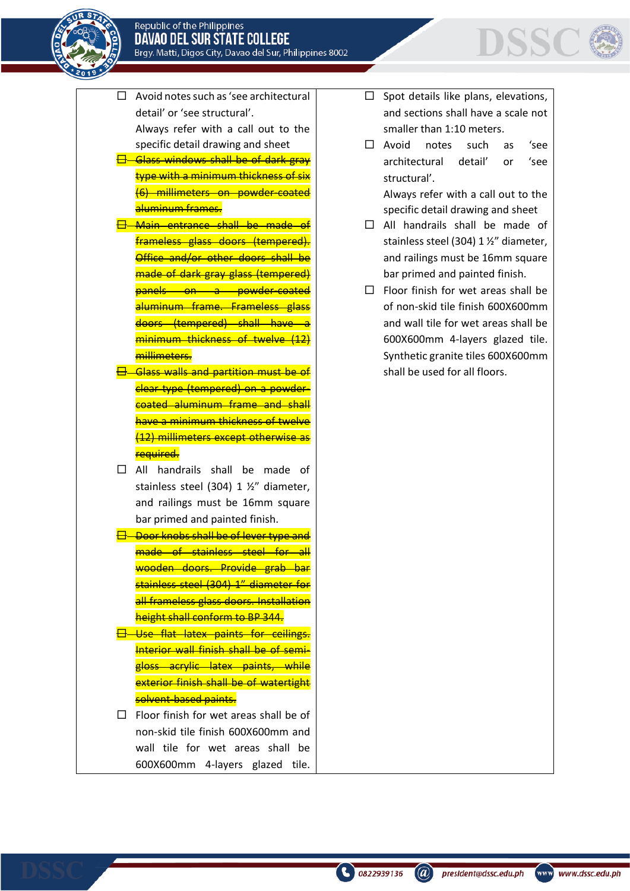| | |
|---|---|
| ☐ Avoid notes such as 'see architectural detail' or 'see structural'.<br>Always refer with a call out to the specific detail drawing and sheet<br>☐ ~~Glass windows shall be of dark gray type with a minimum thickness of six (6) millimeters on powder-coated aluminum frames.~~<br>☐ ~~Main entrance shall be made of frameless glass doors (tempered). Office and/or other doors shall be made of dark gray glass (tempered) panels on a powder-coated aluminum frame. Frameless glass doors (tempered) shall have a minimum thickness of twelve (12) millimeters.~~<br>☐ ~~Glass walls and partition must be of clear type (tempered) on a powder-coated aluminum frame and shall have a minimum thickness of twelve (12) millimeters except otherwise as required.~~<br>☐ All handrails shall be made of stainless steel (304) 1 ½" diameter, and railings must be 16mm square bar primed and painted finish.<br>☐ ~~Door knobs shall be of lever type and made of stainless steel for all wooden doors. Provide grab bar stainless steel (304) 1" diameter for all frameless glass doors. Installation height shall conform to BP 344.~~<br>☐ ~~Use flat latex paints for ceilings. Interior wall finish shall be of semi-gloss acrylic latex paints, while exterior finish shall be of watertight solvent-based paints.~~<br>☐ Floor finish for wet areas shall be of non-skid tile finish 600X600mm and wall tile for wet areas shall be 600X600mm 4-layers glazed tile. | ☐ Spot details like plans, elevations, and sections shall have a scale not smaller than 1:10 meters.<br>☐ Avoid notes such as 'see architectural detail' or 'see structural'.<br>Always refer with a call out to the specific detail drawing and sheet<br>☐ All handrails shall be made of stainless steel (304) 1 ½" diameter, and railings must be 16mm square bar primed and painted finish.<br>☐ Floor finish for wet areas shall be of non-skid tile finish 600X600mm and wall tile for wet areas shall be 600X600mm 4-layers glazed tile. Synthetic granite tiles 600X600mm shall be used for all floors. |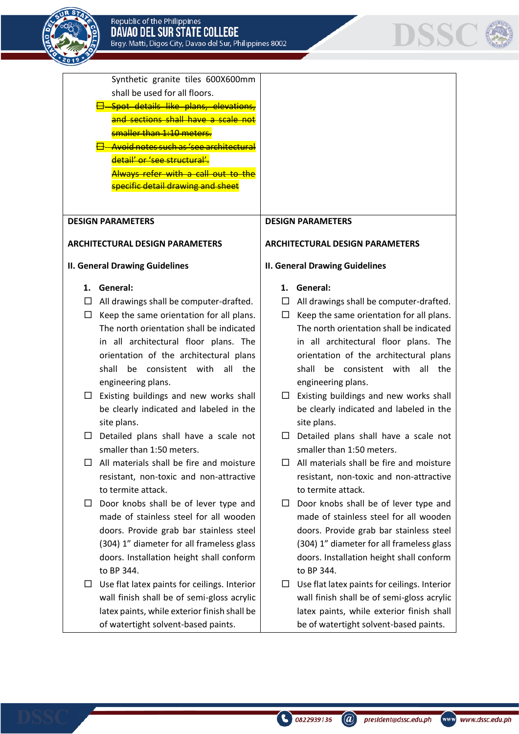| | |
|---|---|
| Synthetic granite tiles 600X600mm shall be used for all floors.<br>☐ ~~Spot details like plans, elevations, and sections shall have a scale not smaller than 1:10 meters.~~<br>☐ ~~Avoid notes such as 'see architectural detail' or 'see structural'. Always refer with a call out to the specific detail drawing and sheet~~ | |
| **DESIGN PARAMETERS**<br><br>**ARCHITECTURAL DESIGN PARAMETERS**<br><br>**II. General Drawing Guidelines**<br><br>**1. General:**<br>☐ All drawings shall be computer-drafted.<br>☐ Keep the same orientation for all plans. The north orientation shall be indicated in all architectural floor plans. The orientation of the architectural plans shall be consistent with all the engineering plans.<br>☐ Existing buildings and new works shall be clearly indicated and labeled in the site plans.<br>☐ Detailed plans shall have a scale not smaller than 1:50 meters.<br>☐ All materials shall be fire and moisture resistant, non-toxic and non-attractive to termite attack.<br>☐ Door knobs shall be of lever type and made of stainless steel for all wooden doors. Provide grab bar stainless steel (304) 1" diameter for all frameless glass doors. Installation height shall conform to BP 344.<br>☐ Use flat latex paints for ceilings. Interior wall finish shall be of semi-gloss acrylic latex paints, while exterior finish shall be of watertight solvent-based paints. | **DESIGN PARAMETERS**<br><br>**ARCHITECTURAL DESIGN PARAMETERS**<br><br>**II. General Drawing Guidelines**<br><br>**1. General:**<br>☐ All drawings shall be computer-drafted.<br>☐ Keep the same orientation for all plans. The north orientation shall be indicated in all architectural floor plans. The orientation of the architectural plans shall be consistent with all the engineering plans.<br>☐ Existing buildings and new works shall be clearly indicated and labeled in the site plans.<br>☐ Detailed plans shall have a scale not smaller than 1:50 meters.<br>☐ All materials shall be fire and moisture resistant, non-toxic and non-attractive to termite attack.<br>☐ Door knobs shall be of lever type and made of stainless steel for all wooden doors. Provide grab bar stainless steel (304) 1" diameter for all frameless glass doors. Installation height shall conform to BP 344.<br>☐ Use flat latex paints for ceilings. Interior wall finish shall be of semi-gloss acrylic latex paints, while exterior finish shall be of watertight solvent-based paints. |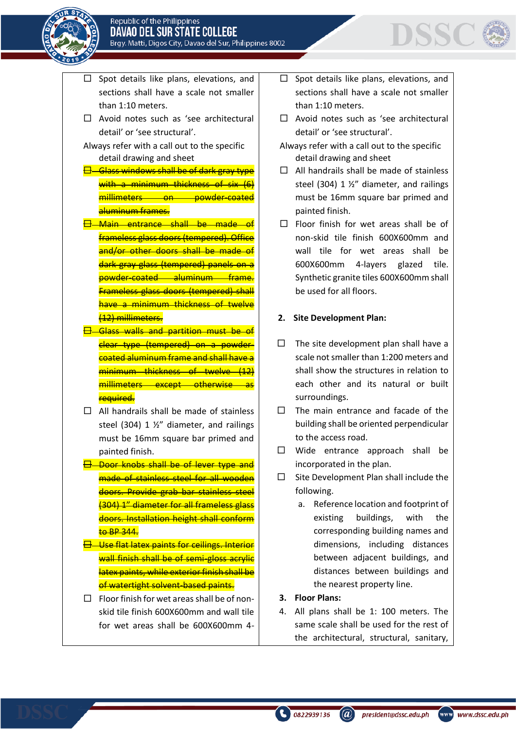| | |
|---|---|
| ☐ Spot details like plans, elevations, and sections shall have a scale not smaller than 1:10 meters.<br>☐ Avoid notes such as 'see architectural detail' or 'see structural'.<br>Always refer with a call out to the specific detail drawing and sheet<br>☐ ~~Glass windows shall be of dark gray type with a minimum thickness of six (6) millimeters on powder-coated aluminum frames.~~<br>☐ ~~Main entrance shall be made of frameless glass doors (tempered). Office and/or other doors shall be made of dark gray glass (tempered) panels on a powder-coated aluminum frame. Frameless glass doors (tempered) shall have a minimum thickness of twelve (12) millimeters.~~<br>☐ ~~Glass walls and partition must be of clear type (tempered) on a powder-coated aluminum frame and shall have a minimum thickness of twelve (12) millimeters except otherwise as required.~~<br>☐ All handrails shall be made of stainless steel (304) 1 ½" diameter, and railings must be 16mm square bar primed and painted finish.<br>☐ ~~Door knobs shall be of lever type and made of stainless steel for all wooden doors. Provide grab bar stainless steel (304) 1" diameter for all frameless glass doors. Installation height shall conform to BP 344.~~<br>☐ ~~Use flat latex paints for ceilings. Interior wall finish shall be of semi-gloss acrylic latex paints, while exterior finish shall be of watertight solvent-based paints.~~<br>☐ Floor finish for wet areas shall be of non-skid tile finish 600X600mm and wall tile for wet areas shall be 600X600mm 4- | ☐ Spot details like plans, elevations, and sections shall have a scale not smaller than 1:10 meters.<br>☐ Avoid notes such as 'see architectural detail' or 'see structural'.<br>Always refer with a call out to the specific detail drawing and sheet<br>☐ All handrails shall be made of stainless steel (304) 1 ½" diameter, and railings must be 16mm square bar primed and painted finish.<br>☐ Floor finish for wet areas shall be of non-skid tile finish 600X600mm and wall tile for wet areas shall be 600X600mm 4-layers glazed tile. Synthetic granite tiles 600X600mm shall be used for all floors.<br><br>**2. Site Development Plan:**<br><br>☐ The site development plan shall have a scale not smaller than 1:200 meters and shall show the structures in relation to each other and its natural or built surroundings.<br>☐ The main entrance and facade of the building shall be oriented perpendicular to the access road.<br>☐ Wide entrance approach shall be incorporated in the plan.<br>☐ Site Development Plan shall include the following.<br>a. Reference location and footprint of existing buildings, with the corresponding building names and dimensions, including distances between adjacent buildings, and distances between buildings and the nearest property line.<br>**3. Floor Plans:**<br>4. All plans shall be 1: 100 meters. The same scale shall be used for the rest of the architectural, structural, sanitary, |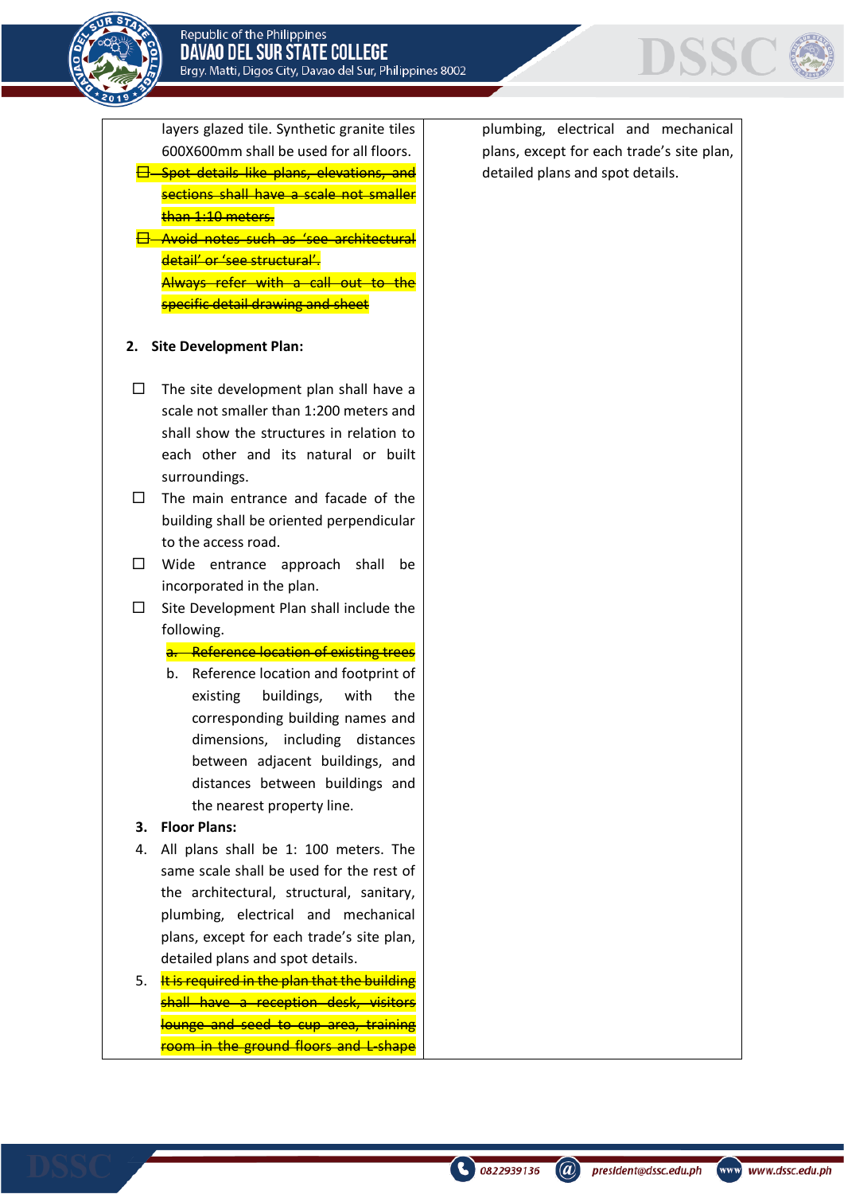| | |
|---|---|
| layers glazed tile. Synthetic granite tiles 600X600mm shall be used for all floors.<br>☐ ~~Spot details like plans, elevations, and sections shall have a scale not smaller than 1:10 meters.~~<br>☐ ~~Avoid notes such as 'see architectural detail' or 'see structural'. Always refer with a call out to the specific detail drawing and sheet~~<br><br>**2. Site Development Plan:**<br><br>☐ The site development plan shall have a scale not smaller than 1:200 meters and shall show the structures in relation to each other and its natural or built surroundings.<br>☐ The main entrance and facade of the building shall be oriented perpendicular to the access road.<br>☐ Wide entrance approach shall be incorporated in the plan.<br>☐ Site Development Plan shall include the following.<br>~~a. Reference location of existing trees~~<br>b. Reference location and footprint of existing buildings, with the corresponding building names and dimensions, including distances between adjacent buildings, and distances between buildings and the nearest property line.<br>**3. Floor Plans:**<br>4. All plans shall be 1: 100 meters. The same scale shall be used for the rest of the architectural, structural, sanitary, plumbing, electrical and mechanical plans, except for each trade's site plan, detailed plans and spot details.<br>5. ~~It is required in the plan that the building shall have a reception desk, visitors lounge and seed to cup area, training room in the ground floors and L-shape~~ | plumbing, electrical and mechanical plans, except for each trade's site plan, detailed plans and spot details. |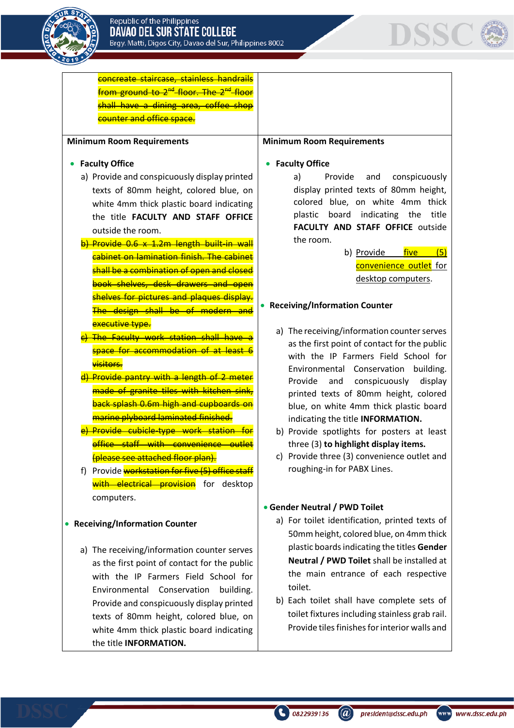| | |
|---|---|
| ~~concreate staircase, stainless handrails from ground to 2^nd^ floor. The 2^nd^ floor shall have a dining area, coffee shop counter and office space.~~ | |
| **Minimum Room Requirements**<br><br>• **Faculty Office**<br>a) Provide and conspicuously display printed texts of 80mm height, colored blue, on white 4mm thick plastic board indicating the title **FACULTY AND STAFF OFFICE** outside the room.<br>~~b) Provide 0.6 x 1.2m length built-in wall cabinet on lamination finish. The cabinet shall be a combination of open and closed book shelves, desk drawers and open shelves for pictures and plaques display. The design shall be of modern and executive type.~~<br>~~c) The Faculty work station shall have a space for accommodation of at least 6 visitors.~~<br>~~d) Provide pantry with a length of 2 meter made of granite tiles with kitchen sink, back splash 0.6m high and cupboards on marine plyboard laminated finished.~~<br>~~e) Provide cubicle-type work station for office staff with convenience outlet (please see attached floor plan).~~<br>f) Provide ~~workstation for five (5) office staff with electrical provision~~ for desktop computers.<br><br>• **Receiving/Information Counter**<br><br>a) The receiving/information counter serves as the first point of contact for the public with the IP Farmers Field School for Environmental Conservation building. Provide and conspicuously display printed texts of 80mm height, colored blue, on white 4mm thick plastic board indicating the title **INFORMATION.** | **Minimum Room Requirements**<br><br>• **Faculty Office**<br>a) Provide and conspicuously display printed texts of 80mm height, colored blue, on white 4mm thick plastic board indicating the title **FACULTY AND STAFF OFFICE** outside the room.<br>b) Provide five (5) convenience outlet for desktop computers.<br><br>• **Receiving/Information Counter**<br><br>a) The receiving/information counter serves as the first point of contact for the public with the IP Farmers Field School for Environmental Conservation building. Provide and conspicuously display printed texts of 80mm height, colored blue, on white 4mm thick plastic board indicating the title **INFORMATION.**<br>b) Provide spotlights for posters at least three (3) **to highlight display items.**<br>c) Provide three (3) convenience outlet and roughing-in for PABX Lines.<br><br>• **Gender Neutral / PWD Toilet**<br>a) For toilet identification, printed texts of 50mm height, colored blue, on 4mm thick plastic boards indicating the titles **Gender Neutral / PWD Toilet** shall be installed at the main entrance of each respective toilet.<br>b) Each toilet shall have complete sets of toilet fixtures including stainless grab rail. Provide tiles finishes for interior walls and |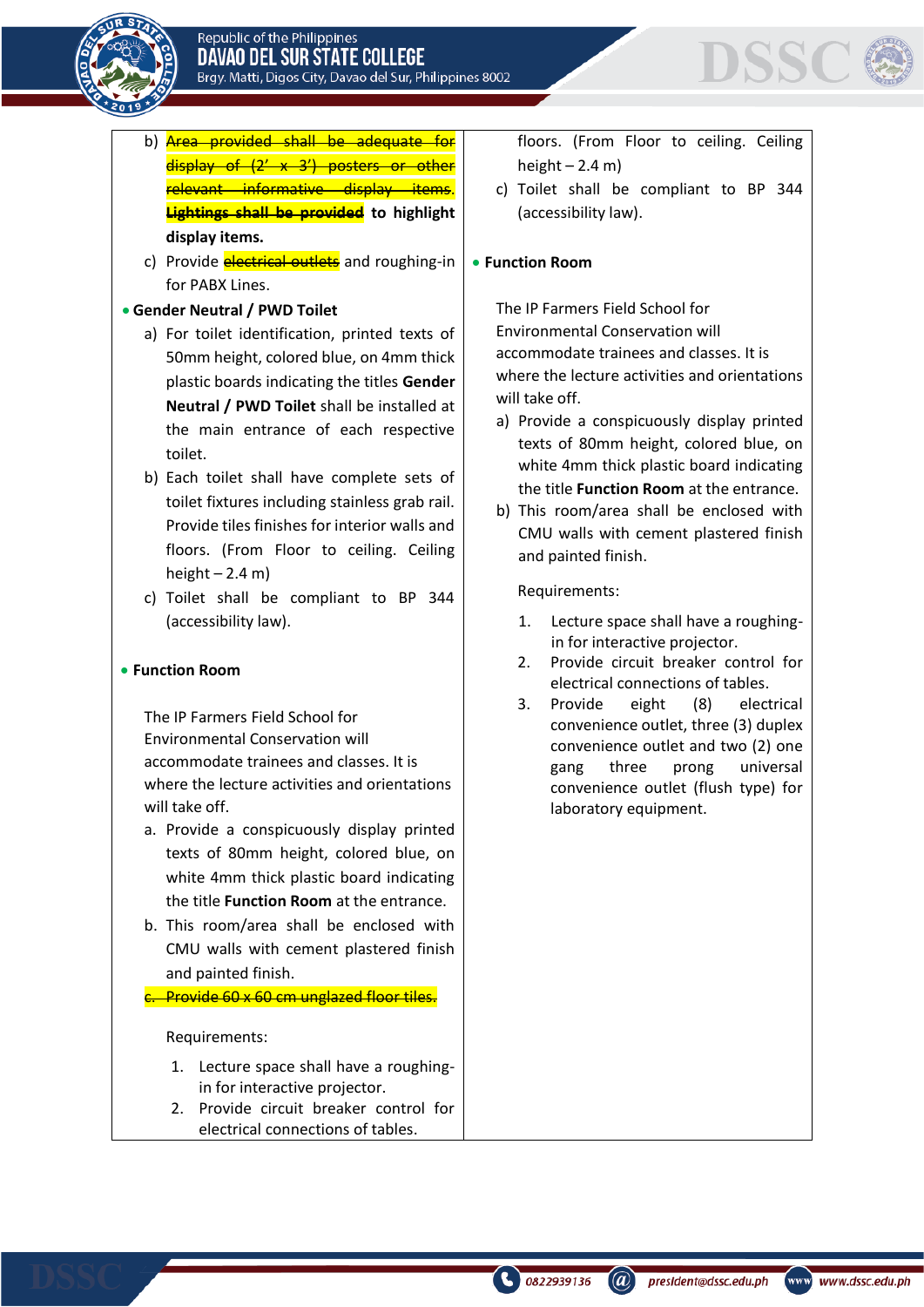b) ~~Area provided shall be adequate for display of (2' x 3') posters or other relevant informative display items.~~ ~~**Lightings shall be provided**~~ **to highlight display items.**

c) Provide ~~electrical outlets~~ and roughing-in for PABX Lines.

- **Gender Neutral / PWD Toilet**

a) For toilet identification, printed texts of 50mm height, colored blue, on 4mm thick plastic boards indicating the titles **Gender Neutral / PWD Toilet** shall be installed at the main entrance of each respective toilet.

b) Each toilet shall have complete sets of toilet fixtures including stainless grab rail. Provide tiles finishes for interior walls and floors. (From Floor to ceiling. Ceiling height – 2.4 m)

c) Toilet shall be compliant to BP 344 (accessibility law).

- **Function Room**

The IP Farmers Field School for Environmental Conservation will accommodate trainees and classes. It is where the lecture activities and orientations will take off.

a. Provide a conspicuously display printed texts of 80mm height, colored blue, on white 4mm thick plastic board indicating the title **Function Room** at the entrance.

b. This room/area shall be enclosed with CMU walls with cement plastered finish and painted finish.

~~c. Provide 60 x 60 cm unglazed floor tiles.~~

Requirements:

1. Lecture space shall have a roughing-in for interactive projector.
2. Provide circuit breaker control for electrical connections of tables.

---

floors. (From Floor to ceiling. Ceiling height – 2.4 m)

c) Toilet shall be compliant to BP 344 (accessibility law).

- **Function Room**

The IP Farmers Field School for Environmental Conservation will accommodate trainees and classes. It is where the lecture activities and orientations will take off.

a) Provide a conspicuously display printed texts of 80mm height, colored blue, on white 4mm thick plastic board indicating the title **Function Room** at the entrance.

b) This room/area shall be enclosed with CMU walls with cement plastered finish and painted finish.

Requirements:

1. Lecture space shall have a roughing-in for interactive projector.
2. Provide circuit breaker control for electrical connections of tables.
3. Provide eight (8) electrical convenience outlet, three (3) duplex convenience outlet and two (2) one gang three prong universal convenience outlet (flush type) for laboratory equipment.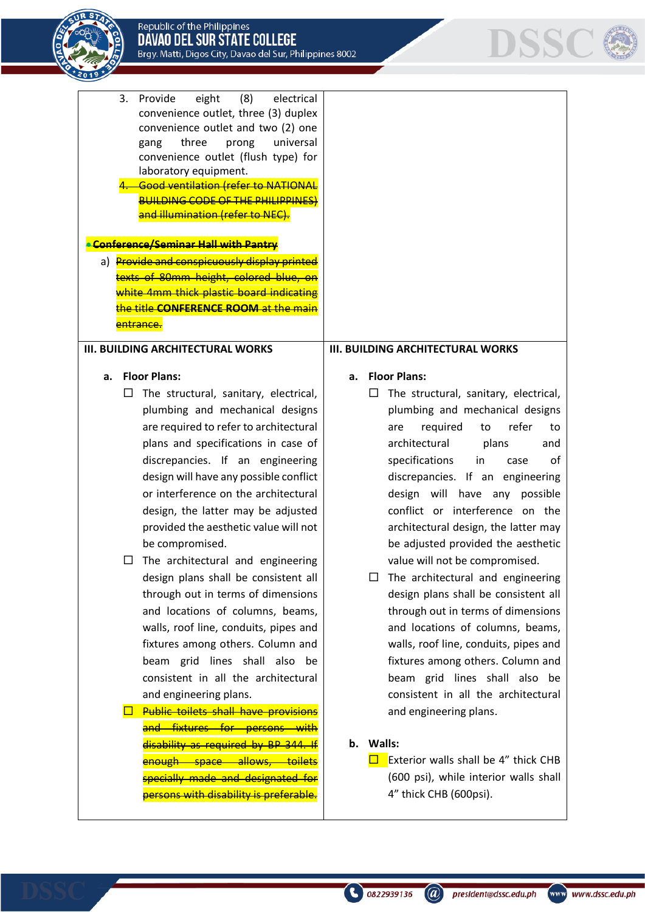| | |
|---|---|
| 3. Provide eight (8) electrical convenience outlet, three (3) duplex convenience outlet and two (2) one gang three prong universal convenience outlet (flush type) for laboratory equipment.<br>~~4. Good ventilation (refer to NATIONAL BUILDING CODE OF THE PHILIPPINES) and illumination (refer to NEC).~~<br><br>~~• **Conference/Seminar Hall with Pantry**~~<br>a) ~~Provide and conspicuously display printed texts of 80mm height, colored blue, on white 4mm thick plastic board indicating the title **CONFERENCE ROOM** at the main entrance.~~ | |
| **III. BUILDING ARCHITECTURAL WORKS**<br><br>**a. Floor Plans:**<br>☐ The structural, sanitary, electrical, plumbing and mechanical designs are required to refer to architectural plans and specifications in case of discrepancies. If an engineering design will have any possible conflict or interference on the architectural design, the latter may be adjusted provided the aesthetic value will not be compromised.<br>☐ The architectural and engineering design plans shall be consistent all through out in terms of dimensions and locations of columns, beams, walls, roof line, conduits, pipes and fixtures among others. Column and beam grid lines shall also be consistent in all the architectural and engineering plans.<br>☐ ~~Public toilets shall have provisions and fixtures for persons with disability as required by BP 344. If enough space allows, toilets specially made and designated for persons with disability is preferable.~~ | **III. BUILDING ARCHITECTURAL WORKS**<br><br>**a. Floor Plans:**<br>☐ The structural, sanitary, electrical, plumbing and mechanical designs are required to refer to architectural plans and specifications in case of discrepancies. If an engineering design will have any possible conflict or interference on the architectural design, the latter may be adjusted provided the aesthetic value will not be compromised.<br>☐ The architectural and engineering design plans shall be consistent all through out in terms of dimensions and locations of columns, beams, walls, roof line, conduits, pipes and fixtures among others. Column and beam grid lines shall also be consistent in all the architectural and engineering plans.<br><br>**b. Walls:**<br>☐ Exterior walls shall be 4" thick CHB (600 psi), while interior walls shall 4" thick CHB (600psi). |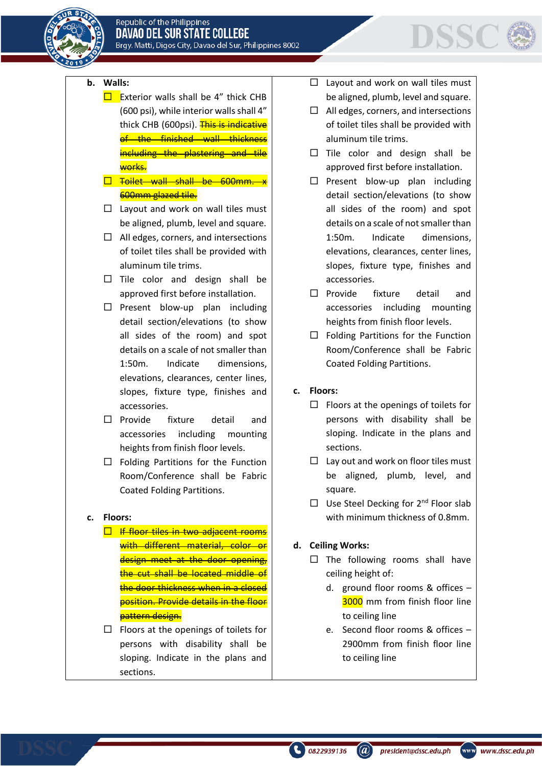| | |
|---|---|
| **b. Walls:**<br>☐ Exterior walls shall be 4" thick CHB (600 psi), while interior walls shall 4" thick CHB (600psi). ~~This is indicative of the finished wall thickness including the plastering and tile works.~~<br>☐ ~~Toilet wall shall be 600mm. x 600mm glazed tile.~~<br>☐ Layout and work on wall tiles must be aligned, plumb, level and square.<br>☐ All edges, corners, and intersections of toilet tiles shall be provided with aluminum tile trims.<br>☐ Tile color and design shall be approved first before installation.<br>☐ Present blow-up plan including detail section/elevations (to show all sides of the room) and spot details on a scale of not smaller than 1:50m. Indicate dimensions, elevations, clearances, center lines, slopes, fixture type, finishes and accessories.<br>☐ Provide fixture detail and accessories including mounting heights from finish floor levels.<br>☐ Folding Partitions for the Function Room/Conference shall be Fabric Coated Folding Partitions.<br><br>**c. Floors:**<br>☐ ~~If floor tiles in two adjacent rooms with different material, color or design meet at the door opening, the cut shall be located middle of the door thickness when in a closed position. Provide details in the floor pattern design.~~<br>☐ Floors at the openings of toilets for persons with disability shall be sloping. Indicate in the plans and sections. | ☐ Layout and work on wall tiles must be aligned, plumb, level and square.<br>☐ All edges, corners, and intersections of toilet tiles shall be provided with aluminum tile trims.<br>☐ Tile color and design shall be approved first before installation.<br>☐ Present blow-up plan including detail section/elevations (to show all sides of the room) and spot details on a scale of not smaller than 1:50m. Indicate dimensions, elevations, clearances, center lines, slopes, fixture type, finishes and accessories.<br>☐ Provide fixture detail and accessories including mounting heights from finish floor levels.<br>☐ Folding Partitions for the Function Room/Conference shall be Fabric Coated Folding Partitions.<br><br>**c. Floors:**<br>☐ Floors at the openings of toilets for persons with disability shall be sloping. Indicate in the plans and sections.<br>☐ Lay out and work on floor tiles must be aligned, plumb, level, and square.<br>☐ Use Steel Decking for 2nd Floor slab with minimum thickness of 0.8mm.<br><br>**d. Ceiling Works:**<br>☐ The following rooms shall have ceiling height of:<br>d. ground floor rooms & offices – 3000 mm from finish floor line to ceiling line<br>e. Second floor rooms & offices – 2900mm from finish floor line to ceiling line |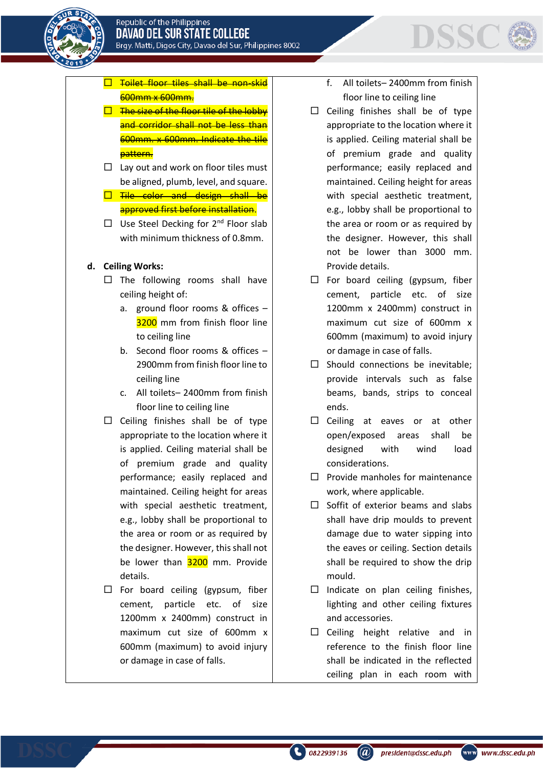- ~~Toilet floor tiles shall be non-skid 600mm x 600mm.~~
- ~~The size of the floor tile of the lobby and corridor shall not be less than 600mm. x 600mm. Indicate the tile pattern.~~
- Lay out and work on floor tiles must be aligned, plumb, level, and square.
- ~~Tile color and design shall be approved first before installation.~~
- Use Steel Decking for 2nd Floor slab with minimum thickness of 0.8mm.

**d. Ceiling Works:**

- The following rooms shall have ceiling height of:
  - a. ground floor rooms & offices – 3200 mm from finish floor line to ceiling line
  - b. Second floor rooms & offices – 2900mm from finish floor line to ceiling line
  - c. All toilets– 2400mm from finish floor line to ceiling line
- Ceiling finishes shall be of type appropriate to the location where it is applied. Ceiling material shall be of premium grade and quality performance; easily replaced and maintained. Ceiling height for areas with special aesthetic treatment, e.g., lobby shall be proportional to the area or room or as required by the designer. However, this shall not be lower than 3200 mm. Provide details.
- For board ceiling (gypsum, fiber cement, particle etc. of size 1200mm x 2400mm) construct in maximum cut size of 600mm x 600mm (maximum) to avoid injury or damage in case of falls.

---

- f. All toilets– 2400mm from finish floor line to ceiling line
- Ceiling finishes shall be of type appropriate to the location where it is applied. Ceiling material shall be of premium grade and quality performance; easily replaced and maintained. Ceiling height for areas with special aesthetic treatment, e.g., lobby shall be proportional to the area or room or as required by the designer. However, this shall not be lower than 3000 mm. Provide details.
- For board ceiling (gypsum, fiber cement, particle etc. of size 1200mm x 2400mm) construct in maximum cut size of 600mm x 600mm (maximum) to avoid injury or damage in case of falls.
- Should connections be inevitable; provide intervals such as false beams, bands, strips to conceal ends.
- Ceiling at eaves or at other open/exposed areas shall be designed with wind load considerations.
- Provide manholes for maintenance work, where applicable.
- Soffit of exterior beams and slabs shall have drip moulds to prevent damage due to water sipping into the eaves or ceiling. Section details shall be required to show the drip mould.
- Indicate on plan ceiling finishes, lighting and other ceiling fixtures and accessories.
- Ceiling height relative and in reference to the finish floor line shall be indicated in the reflected ceiling plan in each room with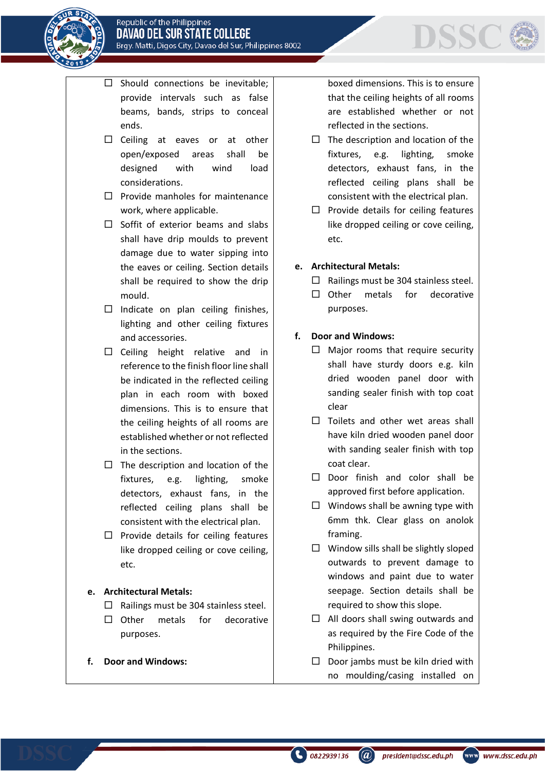- ☐ Should connections be inevitable; provide intervals such as false beams, bands, strips to conceal ends.
- ☐ Ceiling at eaves or at other open/exposed areas shall be designed with wind load considerations.
- ☐ Provide manholes for maintenance work, where applicable.
- ☐ Soffit of exterior beams and slabs shall have drip moulds to prevent damage due to water sipping into the eaves or ceiling. Section details shall be required to show the drip mould.
- ☐ Indicate on plan ceiling finishes, lighting and other ceiling fixtures and accessories.
- ☐ Ceiling height relative and in reference to the finish floor line shall be indicated in the reflected ceiling plan in each room with boxed dimensions. This is to ensure that the ceiling heights of all rooms are established whether or not reflected in the sections.
- ☐ The description and location of the fixtures, e.g. lighting, smoke detectors, exhaust fans, in the reflected ceiling plans shall be consistent with the electrical plan.
- ☐ Provide details for ceiling features like dropped ceiling or cove ceiling, etc.

**e. Architectural Metals:**

- ☐ Railings must be 304 stainless steel.
- ☐ Other metals for decorative purposes.

**f. Door and Windows:**

- ☐ Major rooms that require security shall have sturdy doors e.g. kiln dried wooden panel door with sanding sealer finish with top coat clear
- ☐ Toilets and other wet areas shall have kiln dried wooden panel door with sanding sealer finish with top coat clear.
- ☐ Door finish and color shall be approved first before application.
- ☐ Windows shall be awning type with 6mm thk. Clear glass on anolok framing.
- ☐ Window sills shall be slightly sloped outwards to prevent damage to windows and paint due to water seepage. Section details shall be required to show this slope.
- ☐ All doors shall swing outwards and as required by the Fire Code of the Philippines.
- ☐ Door jambs must be kiln dried with no moulding/casing installed on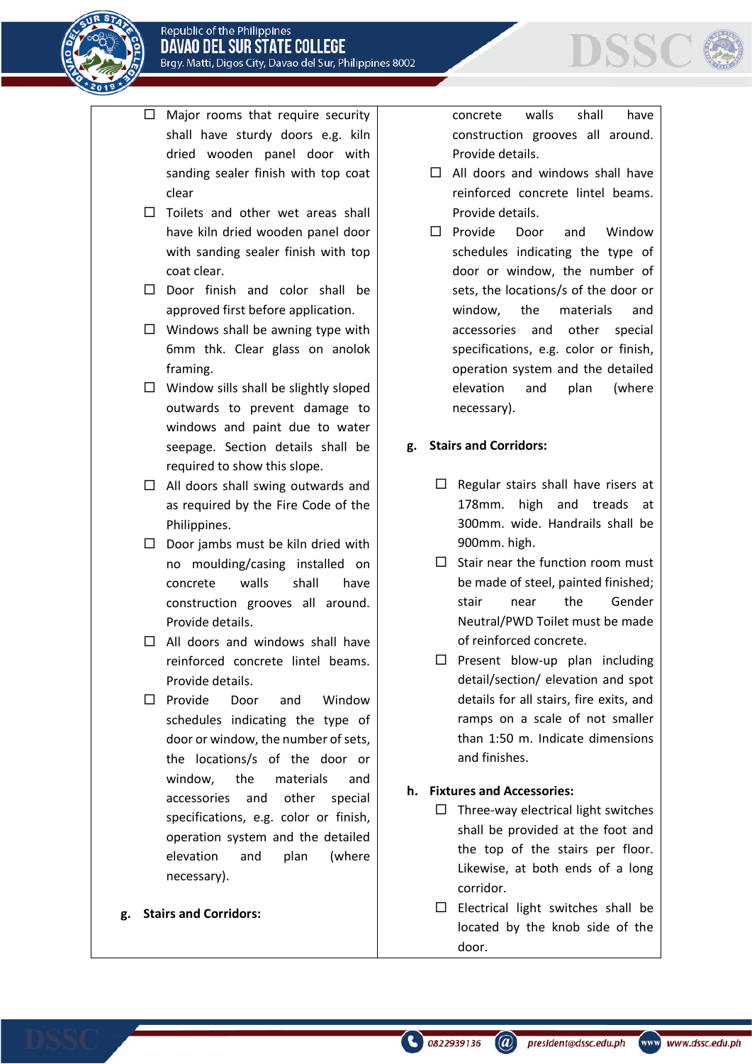- ☐ Major rooms that require security shall have sturdy doors e.g. kiln dried wooden panel door with sanding sealer finish with top coat clear
- ☐ Toilets and other wet areas shall have kiln dried wooden panel door with sanding sealer finish with top coat clear.
- ☐ Door finish and color shall be approved first before application.
- ☐ Windows shall be awning type with 6mm thk. Clear glass on anolok framing.
- ☐ Window sills shall be slightly sloped outwards to prevent damage to windows and paint due to water seepage. Section details shall be required to show this slope.
- ☐ All doors shall swing outwards and as required by the Fire Code of the Philippines.
- ☐ Door jambs must be kiln dried with no moulding/casing installed on concrete walls shall have construction grooves all around. Provide details.
- ☐ All doors and windows shall have reinforced concrete lintel beams. Provide details.
- ☐ Provide Door and Window schedules indicating the type of door or window, the number of sets, the locations/s of the door or window, the materials and accessories and other special specifications, e.g. color or finish, operation system and the detailed elevation and plan (where necessary).

**g. Stairs and Corridors:**

concrete walls shall have construction grooves all around. Provide details.

- ☐ All doors and windows shall have reinforced concrete lintel beams. Provide details.
- ☐ Provide Door and Window schedules indicating the type of door or window, the number of sets, the locations/s of the door or window, the materials and accessories and other special specifications, e.g. color or finish, operation system and the detailed elevation and plan (where necessary).

**g. Stairs and Corridors:**

- ☐ Regular stairs shall have risers at 178mm. high and treads at 300mm. wide. Handrails shall be 900mm. high.
- ☐ Stair near the function room must be made of steel, painted finished; stair near the Gender Neutral/PWD Toilet must be made of reinforced concrete.
- ☐ Present blow-up plan including detail/section/ elevation and spot details for all stairs, fire exits, and ramps on a scale of not smaller than 1:50 m. Indicate dimensions and finishes.

**h. Fixtures and Accessories:**

- ☐ Three-way electrical light switches shall be provided at the foot and the top of the stairs per floor. Likewise, at both ends of a long corridor.
- ☐ Electrical light switches shall be located by the knob side of the door.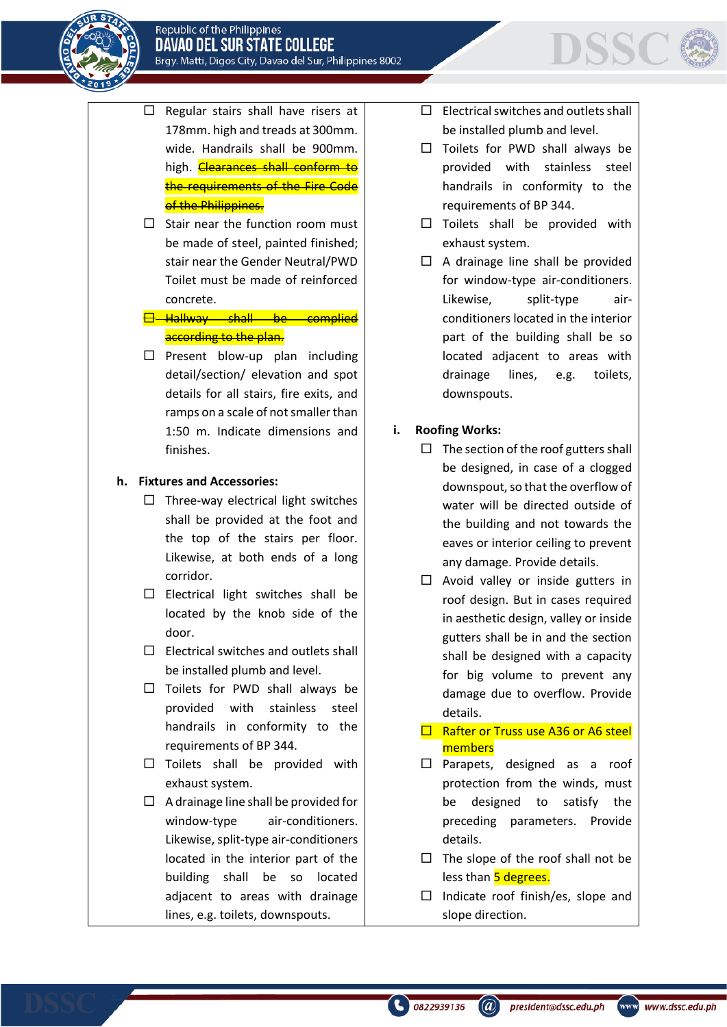- ☐ Regular stairs shall have risers at 178mm. high and treads at 300mm. wide. Handrails shall be 900mm. high. ~~Clearances shall conform to the requirements of the Fire Code of the Philippines.~~
- ☐ Stair near the function room must be made of steel, painted finished; stair near the Gender Neutral/PWD Toilet must be made of reinforced concrete.
- ~~☐ Hallway shall be complied according to the plan.~~
- ☐ Present blow-up plan including detail/section/ elevation and spot details for all stairs, fire exits, and ramps on a scale of not smaller than 1:50 m. Indicate dimensions and finishes.

**h. Fixtures and Accessories:**

- ☐ Three-way electrical light switches shall be provided at the foot and the top of the stairs per floor. Likewise, at both ends of a long corridor.
- ☐ Electrical light switches shall be located by the knob side of the door.
- ☐ Electrical switches and outlets shall be installed plumb and level.
- ☐ Toilets for PWD shall always be provided with stainless steel handrails in conformity to the requirements of BP 344.
- ☐ Toilets shall be provided with exhaust system.
- ☐ A drainage line shall be provided for window-type air-conditioners. Likewise, split-type air-conditioners located in the interior part of the building shall be so located adjacent to areas with drainage lines, e.g. toilets, downspouts.
- ☐ Electrical switches and outlets shall be installed plumb and level.
- ☐ Toilets for PWD shall always be provided with stainless steel handrails in conformity to the requirements of BP 344.
- ☐ Toilets shall be provided with exhaust system.
- ☐ A drainage line shall be provided for window-type air-conditioners. Likewise, split-type air-conditioners located in the interior part of the building shall be so located adjacent to areas with drainage lines, e.g. toilets, downspouts.

**i. Roofing Works:**

- ☐ The section of the roof gutters shall be designed, in case of a clogged downspout, so that the overflow of water will be directed outside of the building and not towards the eaves or interior ceiling to prevent any damage. Provide details.
- ☐ Avoid valley or inside gutters in roof design. But in cases required in aesthetic design, valley or inside gutters shall be in and the section shall be designed with a capacity for big volume to prevent any damage due to overflow. Provide details.
- ☐ Rafter or Truss use A36 or A6 steel members
- ☐ Parapets, designed as a roof protection from the winds, must be designed to satisfy the preceding parameters. Provide details.
- ☐ The slope of the roof shall not be less than 5 degrees.
- ☐ Indicate roof finish/es, slope and slope direction.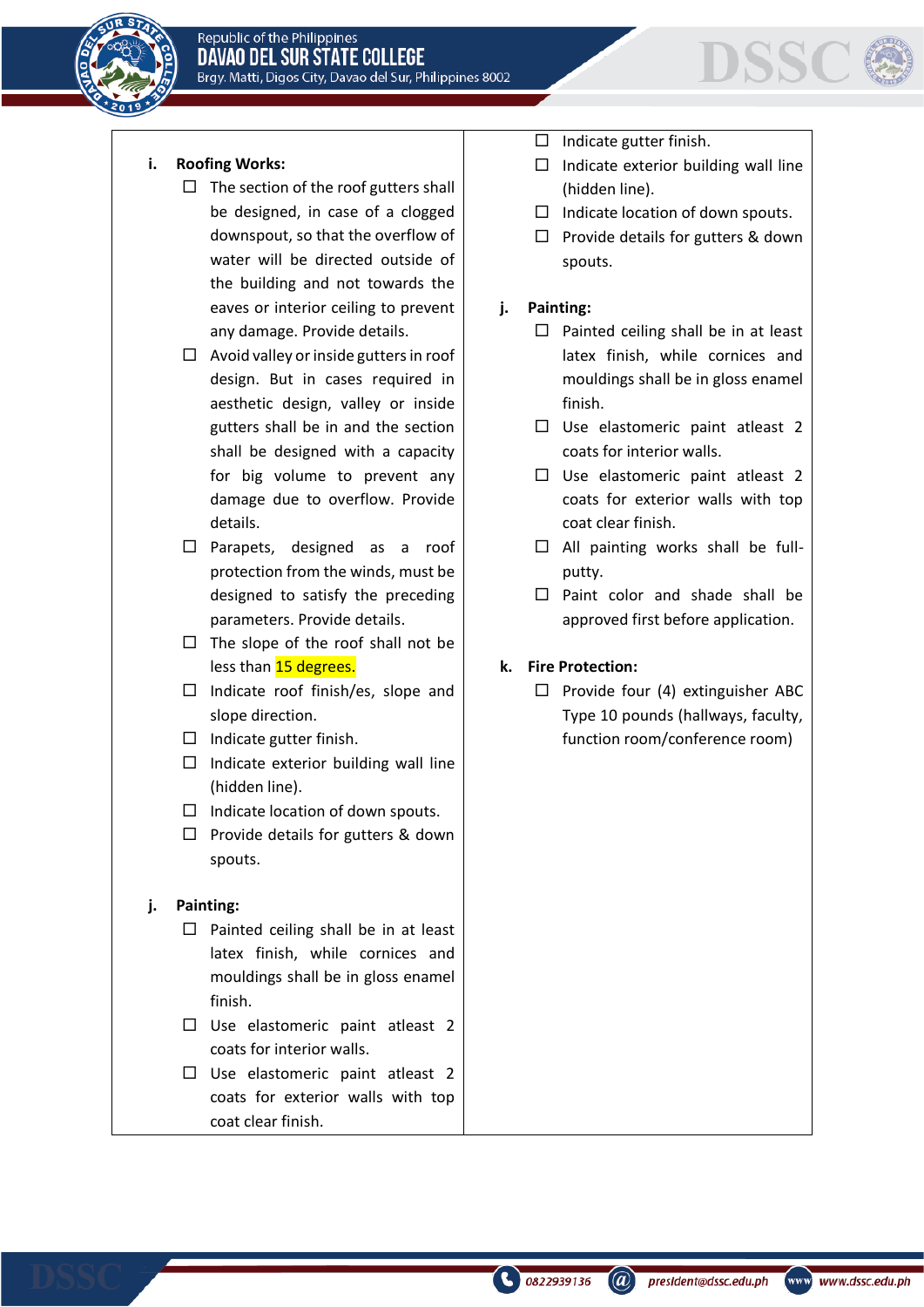i. **Roofing Works:**
- ☐ The section of the roof gutters shall be designed, in case of a clogged downspout, so that the overflow of water will be directed outside of the building and not towards the eaves or interior ceiling to prevent any damage. Provide details.
- ☐ Avoid valley or inside gutters in roof design. But in cases required in aesthetic design, valley or inside gutters shall be in and the section shall be designed with a capacity for big volume to prevent any damage due to overflow. Provide details.
- ☐ Parapets, designed as a roof protection from the winds, must be designed to satisfy the preceding parameters. Provide details.
- ☐ The slope of the roof shall not be less than 15 degrees.
- ☐ Indicate roof finish/es, slope and slope direction.
- ☐ Indicate gutter finish.
- ☐ Indicate exterior building wall line (hidden line).
- ☐ Indicate location of down spouts.
- ☐ Provide details for gutters & down spouts.

j. **Painting:**
- ☐ Painted ceiling shall be in at least latex finish, while cornices and mouldings shall be in gloss enamel finish.
- ☐ Use elastomeric paint atleast 2 coats for interior walls.
- ☐ Use elastomeric paint atleast 2 coats for exterior walls with top coat clear finish.

- ☐ Indicate gutter finish.
- ☐ Indicate exterior building wall line (hidden line).
- ☐ Indicate location of down spouts.
- ☐ Provide details for gutters & down spouts.

j. **Painting:**
- ☐ Painted ceiling shall be in at least latex finish, while cornices and mouldings shall be in gloss enamel finish.
- ☐ Use elastomeric paint atleast 2 coats for interior walls.
- ☐ Use elastomeric paint atleast 2 coats for exterior walls with top coat clear finish.
- ☐ All painting works shall be full-putty.
- ☐ Paint color and shade shall be approved first before application.

k. **Fire Protection:**
- ☐ Provide four (4) extinguisher ABC Type 10 pounds (hallways, faculty, function room/conference room)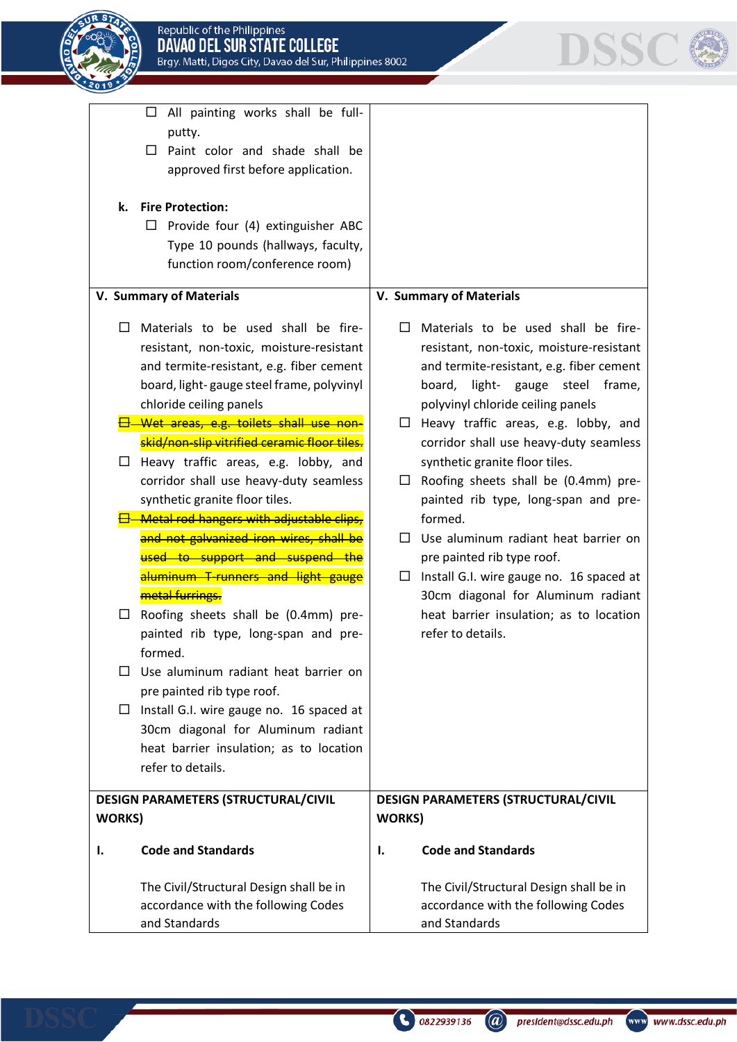| | |
|---|---|
| ☐ All painting works shall be full-putty.<br>☐ Paint color and shade shall be approved first before application.<br><br>**k. Fire Protection:**<br>☐ Provide four (4) extinguisher ABC Type 10 pounds (hallways, faculty, function room/conference room) | |
| **V. Summary of Materials**<br><br>☐ Materials to be used shall be fire-resistant, non-toxic, moisture-resistant and termite-resistant, e.g. fiber cement board, light- gauge steel frame, polyvinyl chloride ceiling panels<br>~~☐ Wet areas, e.g. toilets shall use non-skid/non-slip vitrified ceramic floor tiles.~~<br>☐ Heavy traffic areas, e.g. lobby, and corridor shall use heavy-duty seamless synthetic granite floor tiles.<br>~~☐ Metal rod hangers with adjustable clips, and not galvanized iron wires, shall be used to support and suspend the aluminum T-runners and light gauge metal furrings.~~<br>☐ Roofing sheets shall be (0.4mm) pre-painted rib type, long-span and pre-formed.<br>☐ Use aluminum radiant heat barrier on pre painted rib type roof.<br>☐ Install G.I. wire gauge no. 16 spaced at 30cm diagonal for Aluminum radiant heat barrier insulation; as to location refer to details. | **V. Summary of Materials**<br><br>☐ Materials to be used shall be fire-resistant, non-toxic, moisture-resistant and termite-resistant, e.g. fiber cement board, light- gauge steel frame, polyvinyl chloride ceiling panels<br>☐ Heavy traffic areas, e.g. lobby, and corridor shall use heavy-duty seamless synthetic granite floor tiles.<br>☐ Roofing sheets shall be (0.4mm) pre-painted rib type, long-span and pre-formed.<br>☐ Use aluminum radiant heat barrier on pre painted rib type roof.<br>☐ Install G.I. wire gauge no. 16 spaced at 30cm diagonal for Aluminum radiant heat barrier insulation; as to location refer to details. |
| **DESIGN PARAMETERS (STRUCTURAL/CIVIL WORKS)**<br><br>**I. Code and Standards**<br><br>The Civil/Structural Design shall be in accordance with the following Codes and Standards | **DESIGN PARAMETERS (STRUCTURAL/CIVIL WORKS)**<br><br>**I. Code and Standards**<br><br>The Civil/Structural Design shall be in accordance with the following Codes and Standards |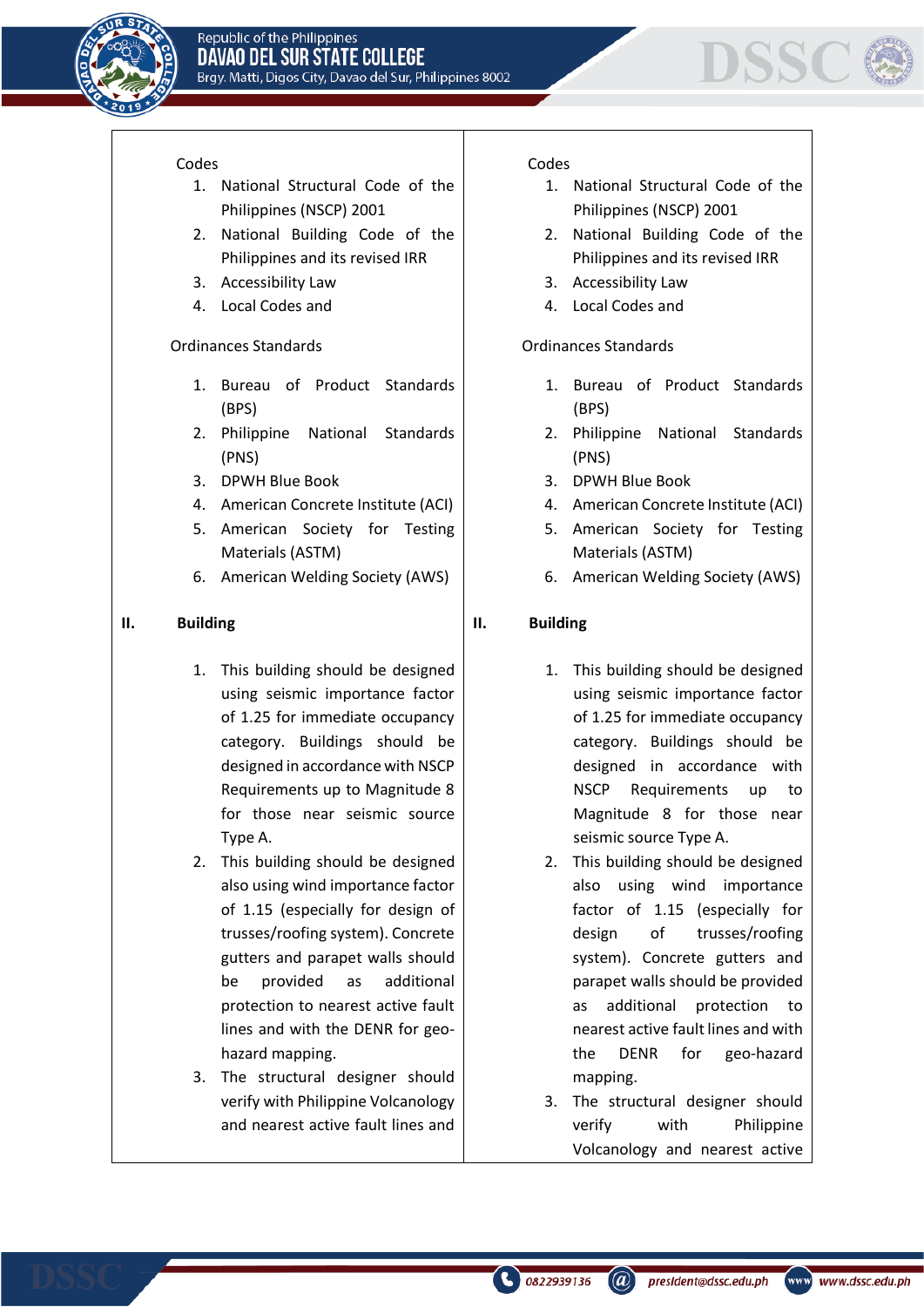| | |
|---|---|
| Codes<br>1. National Structural Code of the Philippines (NSCP) 2001<br>2. National Building Code of the Philippines and its revised IRR<br>3. Accessibility Law<br>4. Local Codes and<br><br>Ordinances Standards<br><br>1. Bureau of Product Standards (BPS)<br>2. Philippine National Standards (PNS)<br>3. DPWH Blue Book<br>4. American Concrete Institute (ACI)<br>5. American Society for Testing Materials (ASTM)<br>6. American Welding Society (AWS)<br><br>**II. Building**<br><br>1. This building should be designed using seismic importance factor of 1.25 for immediate occupancy category. Buildings should be designed in accordance with NSCP Requirements up to Magnitude 8 for those near seismic source Type A.<br>2. This building should be designed also using wind importance factor of 1.15 (especially for design of trusses/roofing system). Concrete gutters and parapet walls should be provided as additional protection to nearest active fault lines and with the DENR for geo-hazard mapping.<br>3. The structural designer should verify with Philippine Volcanology and nearest active fault lines and | Codes<br>1. National Structural Code of the Philippines (NSCP) 2001<br>2. National Building Code of the Philippines and its revised IRR<br>3. Accessibility Law<br>4. Local Codes and<br><br>Ordinances Standards<br><br>1. Bureau of Product Standards (BPS)<br>2. Philippine National Standards (PNS)<br>3. DPWH Blue Book<br>4. American Concrete Institute (ACI)<br>5. American Society for Testing Materials (ASTM)<br>6. American Welding Society (AWS)<br><br>**II. Building**<br><br>1. This building should be designed using seismic importance factor of 1.25 for immediate occupancy category. Buildings should be designed in accordance with NSCP Requirements up to Magnitude 8 for those near seismic source Type A.<br>2. This building should be designed also using wind importance factor of 1.15 (especially for design of trusses/roofing system). Concrete gutters and parapet walls should be provided as additional protection to nearest active fault lines and with the DENR for geo-hazard mapping.<br>3. The structural designer should verify with Philippine Volcanology and nearest active |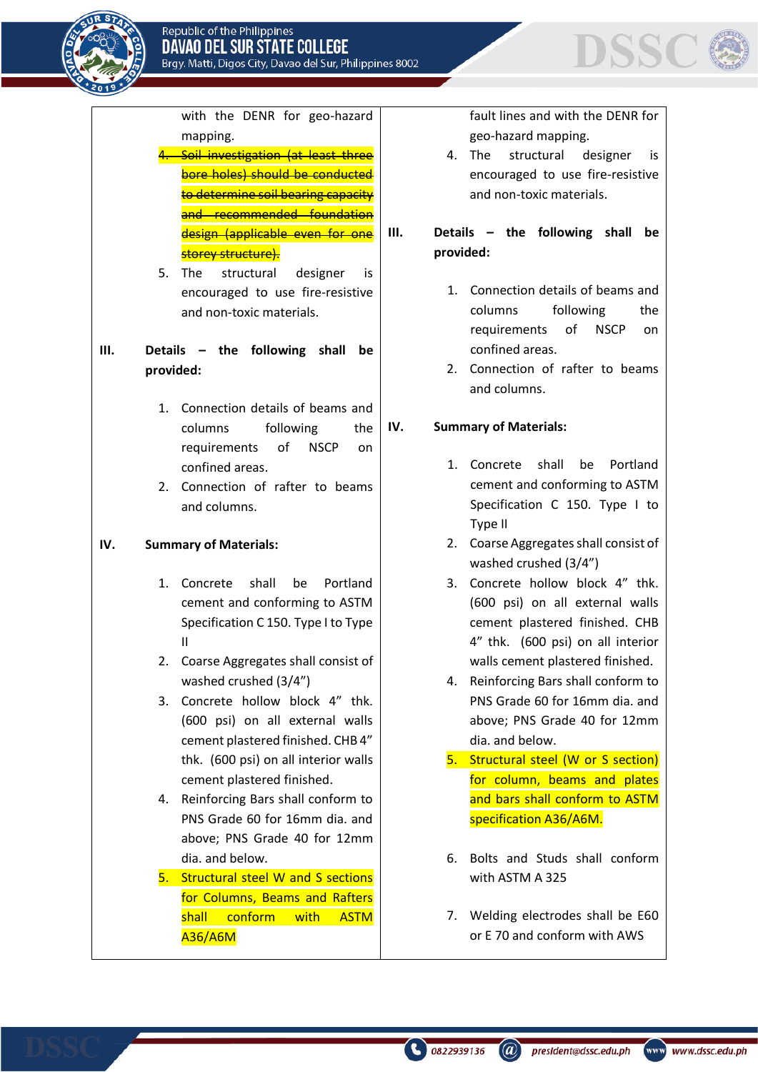| | |
|---|---|
| with the DENR for geo-hazard mapping.<br>4. ~~Soil investigation (at least three bore holes) should be conducted to determine soil bearing capacity and recommended foundation design (applicable even for one storey structure).~~<br>5. The structural designer is encouraged to use fire-resistive and non-toxic materials.<br><br>**III. Details – the following shall be provided:**<br><br>1. Connection details of beams and columns following the requirements of NSCP on confined areas.<br>2. Connection of rafter to beams and columns.<br><br>**IV. Summary of Materials:**<br><br>1. Concrete shall be Portland cement and conforming to ASTM Specification C 150. Type I to Type II<br>2. Coarse Aggregates shall consist of washed crushed (3/4")<br>3. Concrete hollow block 4" thk. (600 psi) on all external walls cement plastered finished. CHB 4" thk. (600 psi) on all interior walls cement plastered finished.<br>4. Reinforcing Bars shall conform to PNS Grade 60 for 16mm dia. and above; PNS Grade 40 for 12mm dia. and below.<br>5. Structural steel W and S sections for Columns, Beams and Rafters shall conform with ASTM A36/A6M | fault lines and with the DENR for geo-hazard mapping.<br>4. The structural designer is encouraged to use fire-resistive and non-toxic materials.<br><br>**III. Details – the following shall be provided:**<br><br>1. Connection details of beams and columns following the requirements of NSCP on confined areas.<br>2. Connection of rafter to beams and columns.<br><br>**IV. Summary of Materials:**<br><br>1. Concrete shall be Portland cement and conforming to ASTM Specification C 150. Type I to Type II<br>2. Coarse Aggregates shall consist of washed crushed (3/4")<br>3. Concrete hollow block 4" thk. (600 psi) on all external walls cement plastered finished. CHB 4" thk. (600 psi) on all interior walls cement plastered finished.<br>4. Reinforcing Bars shall conform to PNS Grade 60 for 16mm dia. and above; PNS Grade 40 for 12mm dia. and below.<br>5. Structural steel (W or S section) for column, beams and plates and bars shall conform to ASTM specification A36/A6M.<br><br>6. Bolts and Studs shall conform with ASTM A 325<br><br>7. Welding electrodes shall be E60 or E 70 and conform with AWS |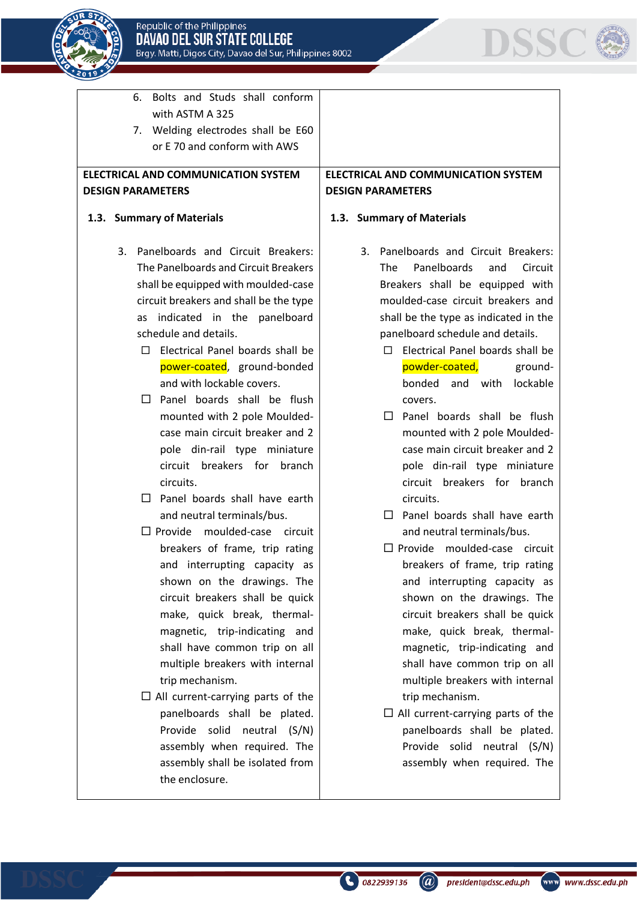| | |
|---|---|
| 6. Bolts and Studs shall conform with ASTM A 325<br>7. Welding electrodes shall be E60 or E 70 and conform with AWS | |
| **ELECTRICAL AND COMMUNICATION SYSTEM DESIGN PARAMETERS**<br><br>**1.3. Summary of Materials**<br><br>3. Panelboards and Circuit Breakers: The Panelboards and Circuit Breakers shall be equipped with moulded-case circuit breakers and shall be the type as indicated in the panelboard schedule and details.<br>☐ Electrical Panel boards shall be power-coated, ground-bonded and with lockable covers.<br>☐ Panel boards shall be flush mounted with 2 pole Moulded-case main circuit breaker and 2 pole din-rail type miniature circuit breakers for branch circuits.<br>☐ Panel boards shall have earth and neutral terminals/bus.<br>☐ Provide moulded-case circuit breakers of frame, trip rating and interrupting capacity as shown on the drawings. The circuit breakers shall be quick make, quick break, thermal-magnetic, trip-indicating and shall have common trip on all multiple breakers with internal trip mechanism.<br>☐ All current-carrying parts of the panelboards shall be plated. Provide solid neutral (S/N) assembly when required. The assembly shall be isolated from the enclosure. | **ELECTRICAL AND COMMUNICATION SYSTEM DESIGN PARAMETERS**<br><br>**1.3. Summary of Materials**<br><br>3. Panelboards and Circuit Breakers: The Panelboards and Circuit Breakers shall be equipped with moulded-case circuit breakers and shall be the type as indicated in the panelboard schedule and details.<br>☐ Electrical Panel boards shall be powder-coated, ground-bonded and with lockable covers.<br>☐ Panel boards shall be flush mounted with 2 pole Moulded-case main circuit breaker and 2 pole din-rail type miniature circuit breakers for branch circuits.<br>☐ Panel boards shall have earth and neutral terminals/bus.<br>☐ Provide moulded-case circuit breakers of frame, trip rating and interrupting capacity as shown on the drawings. The circuit breakers shall be quick make, quick break, thermal-magnetic, trip-indicating and shall have common trip on all multiple breakers with internal trip mechanism.<br>☐ All current-carrying parts of the panelboards shall be plated. Provide solid neutral (S/N) assembly when required. The |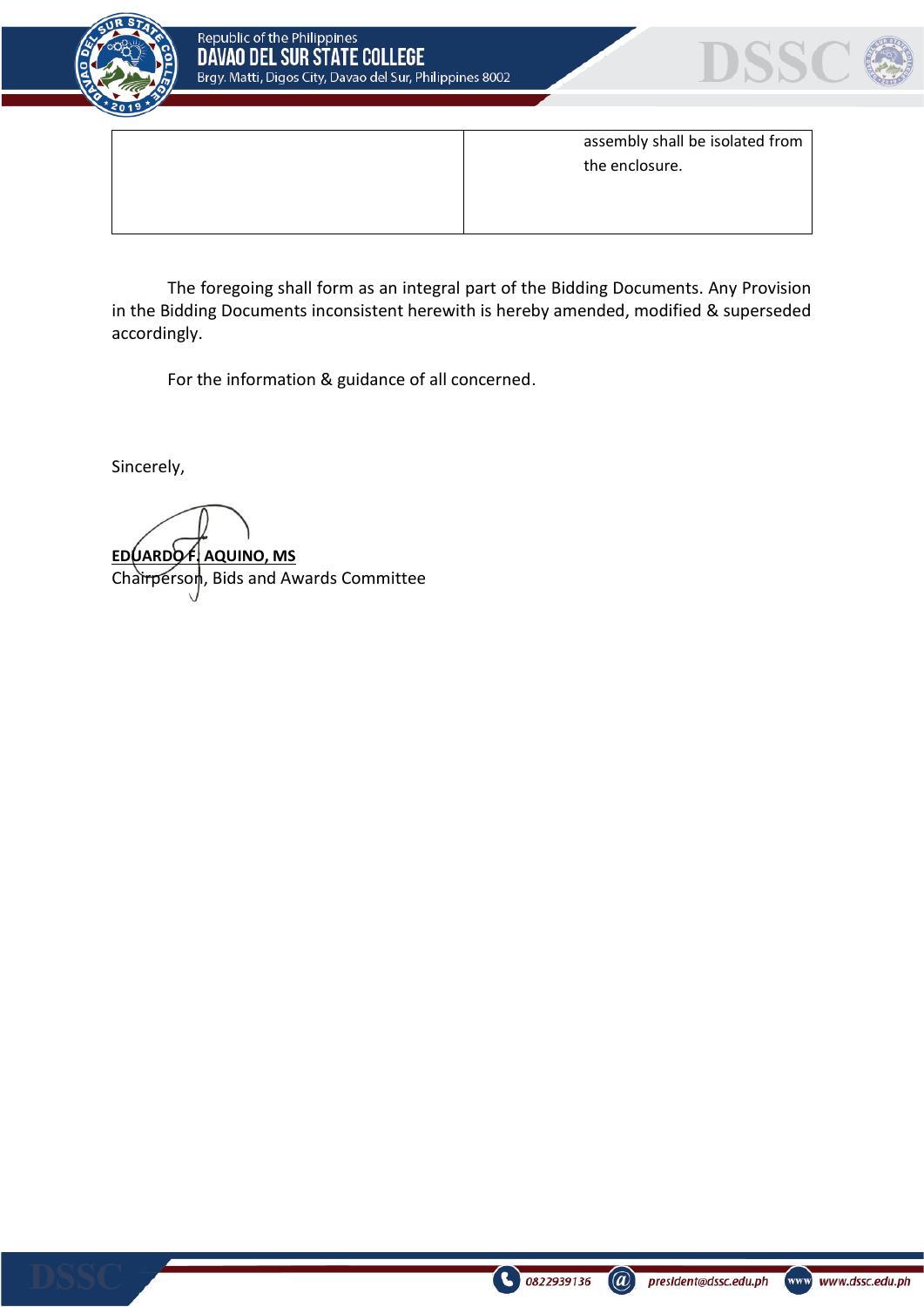| | |
|---|---|
| | assembly shall be isolated from the enclosure. |

The foregoing shall form as an integral part of the Bidding Documents. Any Provision in the Bidding Documents inconsistent herewith is hereby amended, modified & superseded accordingly.

For the information & guidance of all concerned.

Sincerely,

**EDUARDO F. AQUINO, MS**
Chairperson, Bids and Awards Committee